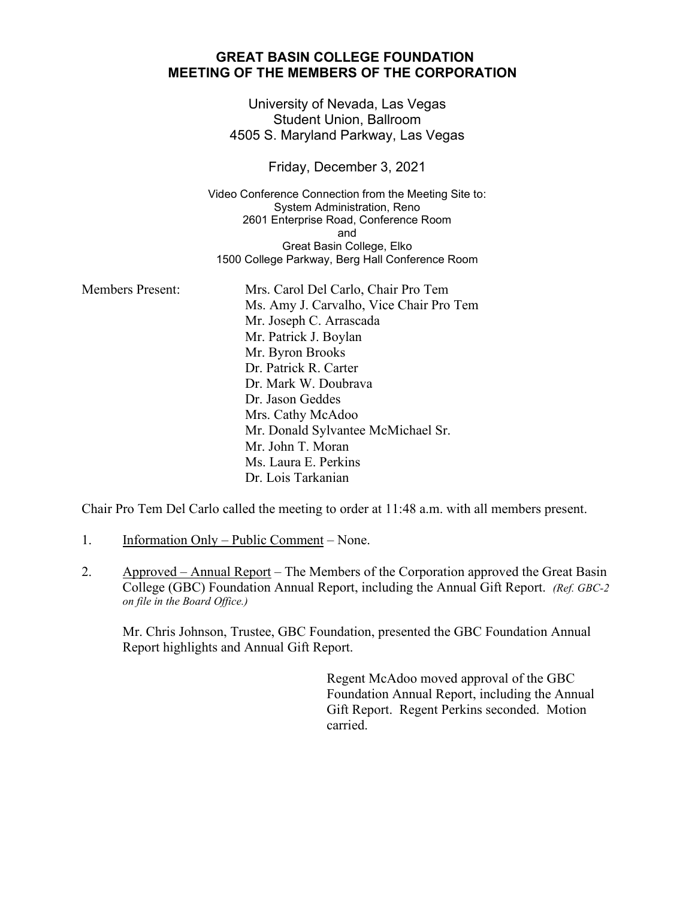# GREAT BASIN COLLEGE FOUNDATION
# MEETING OF THE MEMBERS OF THE CORPORATION

University of Nevada, Las Vegas
Student Union, Ballroom
4505 S. Maryland Parkway, Las Vegas

Friday, December 3, 2021

Video Conference Connection from the Meeting Site to:
System Administration, Reno
2601 Enterprise Road, Conference Room
and
Great Basin College, Elko
1500 College Parkway, Berg Hall Conference Room

Members Present:

Mrs. Carol Del Carlo, Chair Pro Tem
Ms. Amy J. Carvalho, Vice Chair Pro Tem
Mr. Joseph C. Arrascada
Mr. Patrick J. Boylan
Mr. Byron Brooks
Dr. Patrick R. Carter
Dr. Mark W. Doubrava
Dr. Jason Geddes
Mrs. Cathy McAdoo
Mr. Donald Sylvantee McMichael Sr.
Mr. John T. Moran
Ms. Laura E. Perkins
Dr. Lois Tarkanian

Chair Pro Tem Del Carlo called the meeting to order at 11:48 a.m. with all members present.

1. Information Only – Public Comment – None.

2. Approved – Annual Report – The Members of the Corporation approved the Great Basin College (GBC) Foundation Annual Report, including the Annual Gift Report. *(Ref. GBC-2 on file in the Board Office.)*

   Mr. Chris Johnson, Trustee, GBC Foundation, presented the GBC Foundation Annual Report highlights and Annual Gift Report.

   Regent McAdoo moved approval of the GBC Foundation Annual Report, including the Annual Gift Report. Regent Perkins seconded. Motion carried.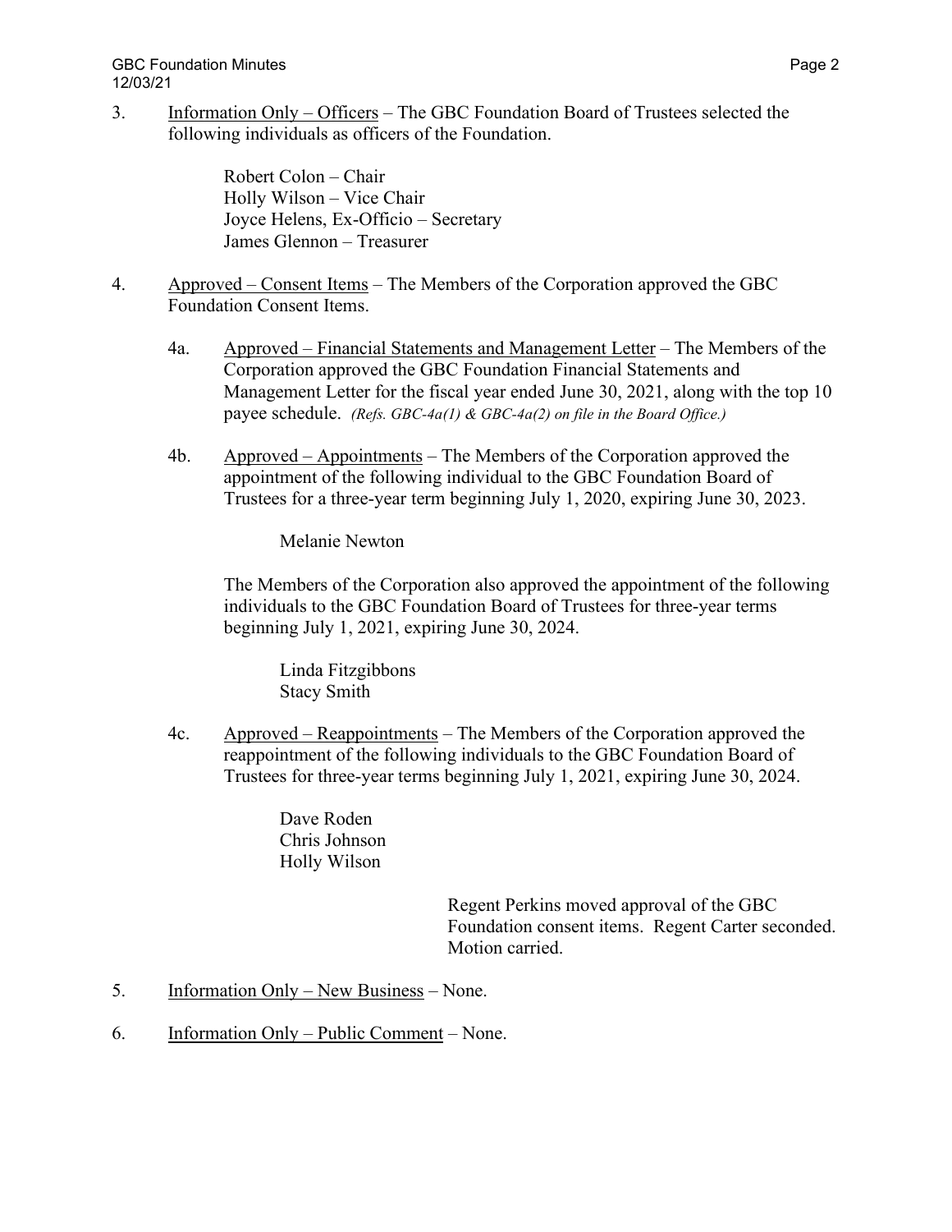3. Information Only – Officers – The GBC Foundation Board of Trustees selected the following individuals as officers of the Foundation.

   Robert Colon – Chair
   Holly Wilson – Vice Chair
   Joyce Helens, Ex-Officio – Secretary
   James Glennon – Treasurer

4. Approved – Consent Items – The Members of the Corporation approved the GBC Foundation Consent Items.

   4a. Approved – Financial Statements and Management Letter – The Members of the Corporation approved the GBC Foundation Financial Statements and Management Letter for the fiscal year ended June 30, 2021, along with the top 10 payee schedule. *(Refs. GBC-4a(1) & GBC-4a(2) on file in the Board Office.)*

   4b. Approved – Appointments – The Members of the Corporation approved the appointment of the following individual to the GBC Foundation Board of Trustees for a three-year term beginning July 1, 2020, expiring June 30, 2023.

   Melanie Newton

   The Members of the Corporation also approved the appointment of the following individuals to the GBC Foundation Board of Trustees for three-year terms beginning July 1, 2021, expiring June 30, 2024.

   Linda Fitzgibbons
   Stacy Smith

   4c. Approved – Reappointments – The Members of the Corporation approved the reappointment of the following individuals to the GBC Foundation Board of Trustees for three-year terms beginning July 1, 2021, expiring June 30, 2024.

   Dave Roden
   Chris Johnson
   Holly Wilson

Regent Perkins moved approval of the GBC Foundation consent items. Regent Carter seconded. Motion carried.

5. Information Only – New Business – None.

6. Information Only – Public Comment – None.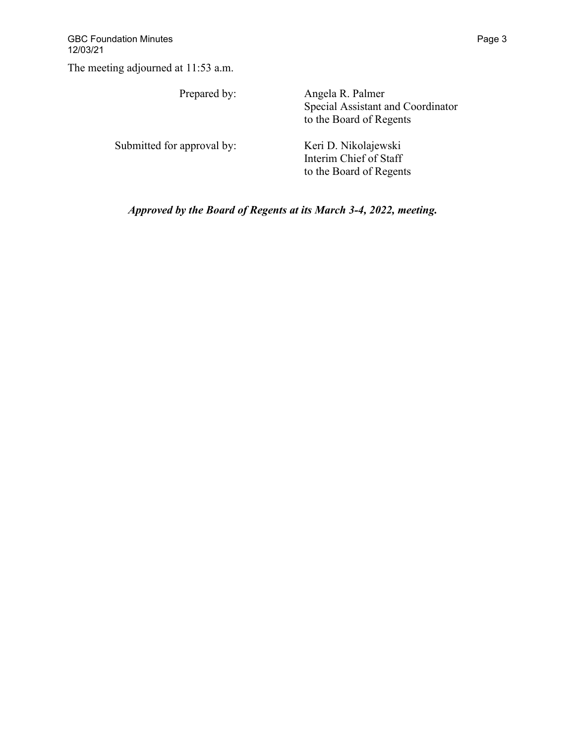The meeting adjourned at 11:53 a.m.

Prepared by: Angela R. Palmer
Special Assistant and Coordinator
to the Board of Regents

Submitted for approval by: Keri D. Nikolajewski
Interim Chief of Staff
to the Board of Regents

***Approved by the Board of Regents at its March 3-4, 2022, meeting.***